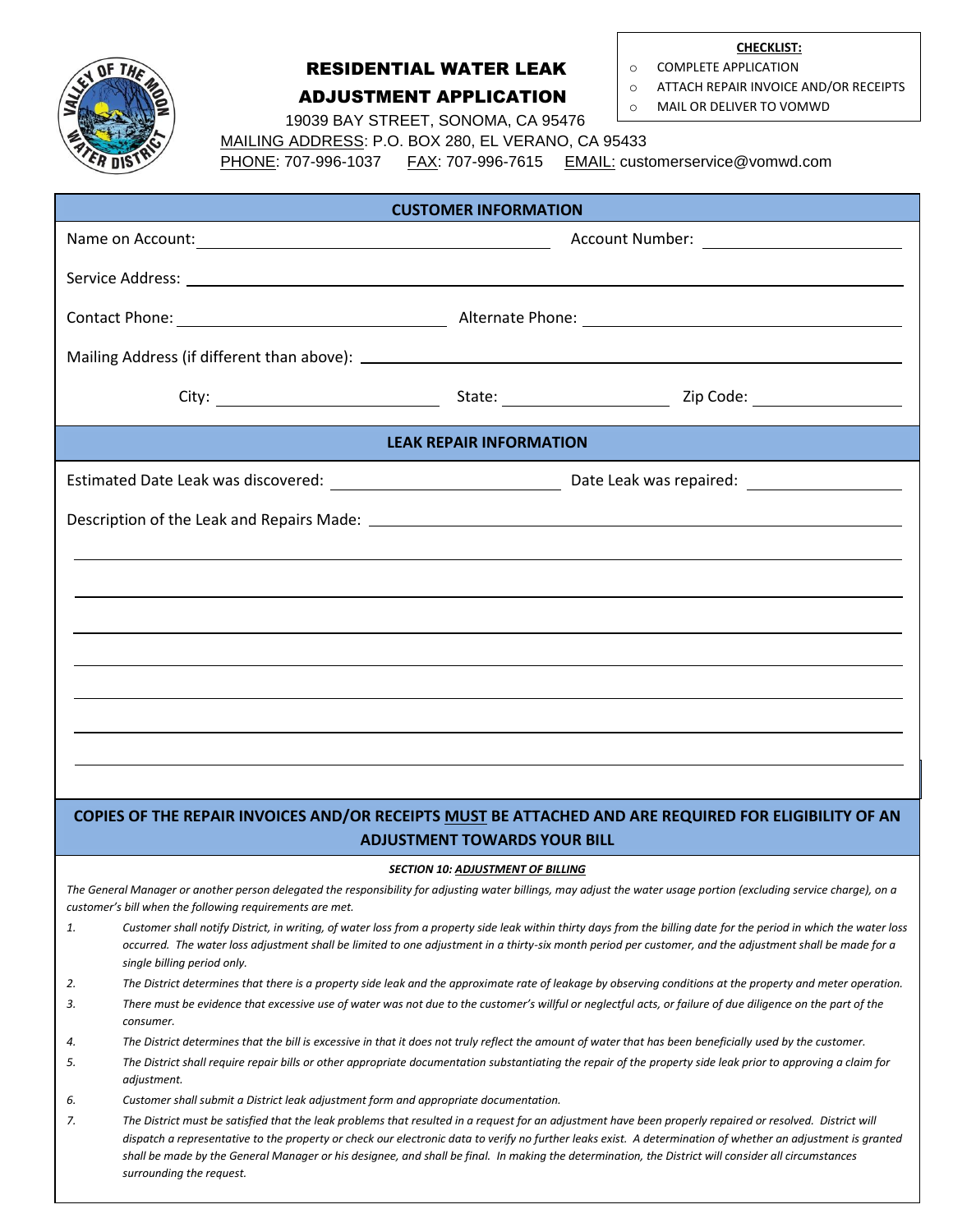# RESIDENTIAL WATER LEAK ADJUSTMENT APPLICATION

19039 BAY STREET, SONOMA, CA 95476

MAILING ADDRESS: P.O. BOX 280, EL VERANO, CA 95433

PHONE: 707-996-1037 FAX: 707-996-7615 EMAIL: customerservice@vomwd.com

**CHECKLIST:**

- COMPLETE APPLICATION
- ATTACH REPAIR INVOICE AND/OR RECEIPTS
- MAIL OR DELIVER TO VOMWD

## CUSTOMER INFORMATION

Name on Account: ______________________ Account Number: ______________________

Service Address: ______________________

Contact Phone: ______________________ Alternate Phone: ______________________

Mailing Address (if different than above): ______________________

City: ______________________ State: ______________________ Zip Code: ______________________

## LEAK REPAIR INFORMATION

Estimated Date Leak was discovered: ______________________ Date Leak was repaired: ______________________

Description of the Leak and Repairs Made: ______________________

______________________

______________________

______________________

______________________

______________________

______________________

______________________

**COPIES OF THE REPAIR INVOICES AND/OR RECEIPTS MUST BE ATTACHED AND ARE REQUIRED FOR ELIGIBILITY OF AN ADJUSTMENT TOWARDS YOUR BILL**

***SECTION 10: ADJUSTMENT OF BILLING***

*The General Manager or another person delegated the responsibility for adjusting water billings, may adjust the water usage portion (excluding service charge), on a customer's bill when the following requirements are met.*

1. *Customer shall notify District, in writing, of water loss from a property side leak within thirty days from the billing date for the period in which the water loss occurred. The water loss adjustment shall be limited to one adjustment in a thirty-six month period per customer, and the adjustment shall be made for a single billing period only.*
2. *The District determines that there is a property side leak and the approximate rate of leakage by observing conditions at the property and meter operation.*
3. *There must be evidence that excessive use of water was not due to the customer's willful or neglectful acts, or failure of due diligence on the part of the consumer.*
4. *The District determines that the bill is excessive in that it does not truly reflect the amount of water that has been beneficially used by the customer.*
5. *The District shall require repair bills or other appropriate documentation substantiating the repair of the property side leak prior to approving a claim for adjustment.*
6. *Customer shall submit a District leak adjustment form and appropriate documentation.*
7. *The District must be satisfied that the leak problems that resulted in a request for an adjustment have been properly repaired or resolved. District will dispatch a representative to the property or check our electronic data to verify no further leaks exist. A determination of whether an adjustment is granted shall be made by the General Manager or his designee, and shall be final. In making the determination, the District will consider all circumstances surrounding the request.*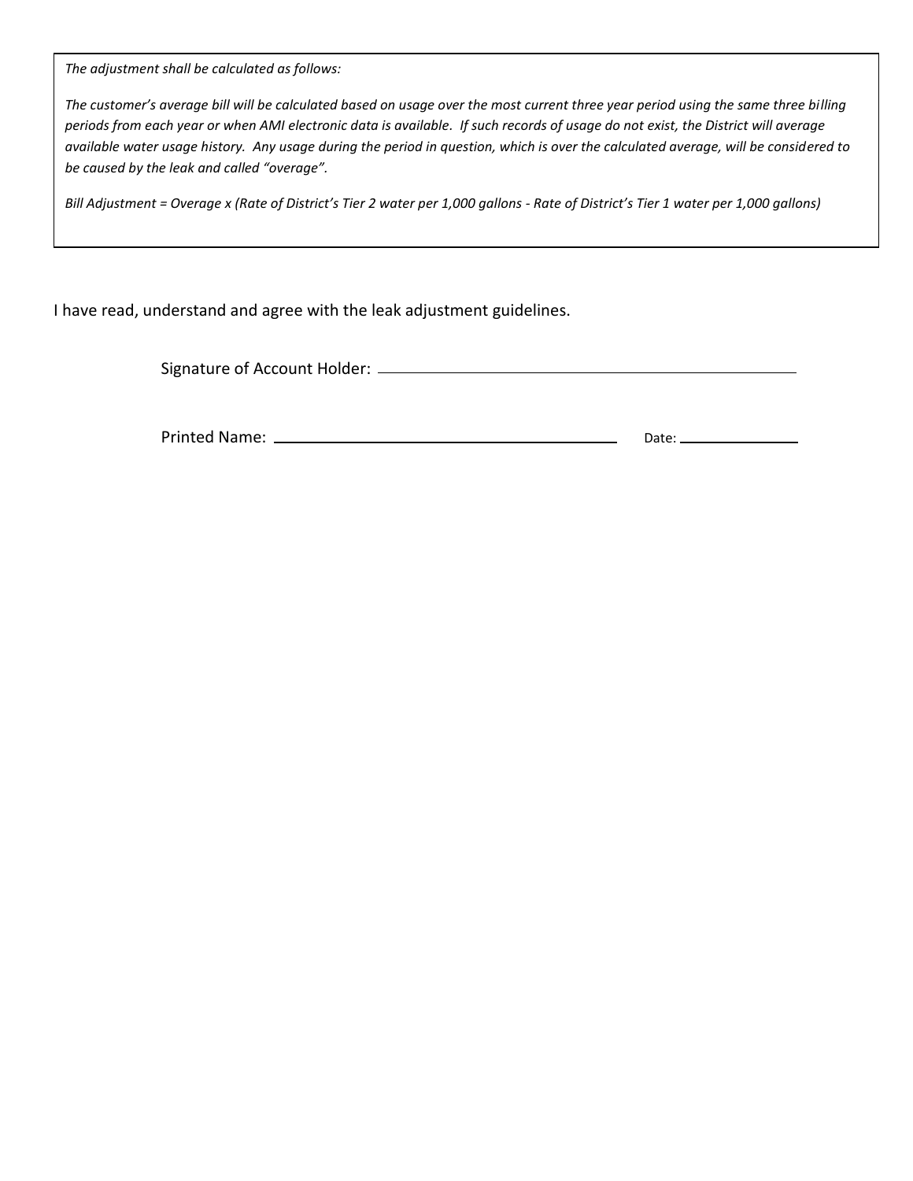*The adjustment shall be calculated as follows:*

*The customer's average bill will be calculated based on usage over the most current three year period using the same three billing periods from each year or when AMI electronic data is available. If such records of usage do not exist, the District will average available water usage history. Any usage during the period in question, which is over the calculated average, will be considered to be caused by the leak and called "overage".*

*Bill Adjustment = Overage x (Rate of District's Tier 2 water per 1,000 gallons - Rate of District's Tier 1 water per 1,000 gallons)*

I have read, understand and agree with the leak adjustment guidelines.

Signature of Account Holder: ______________________________

Printed Name: ______________________________ Date: ______________